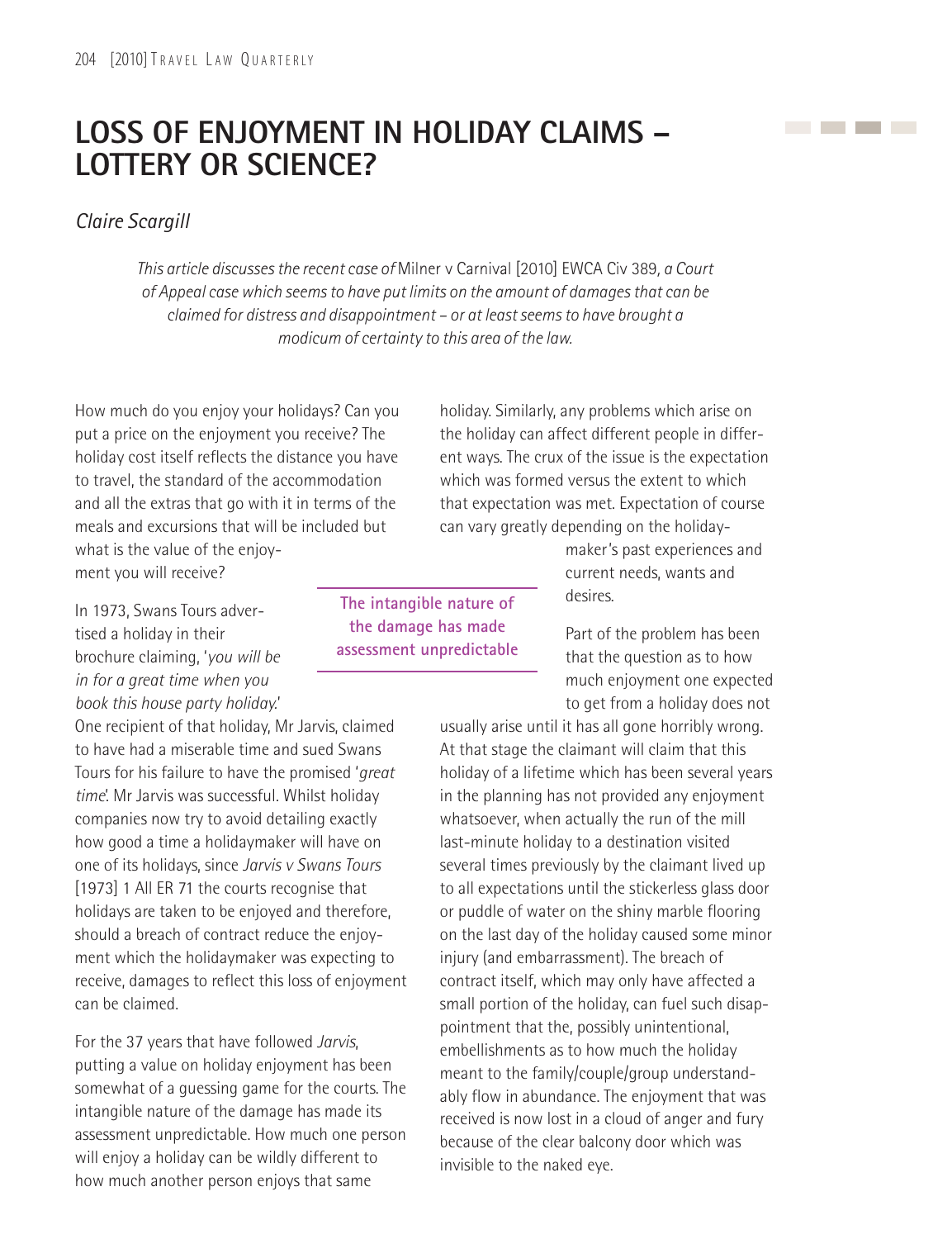# LOSS OF ENJOYMENT IN HOLIDAY CLAIMS – LOTTERY OR SCIENCE?

*Claire Scargill*

*This article discusses the recent case of* Milner v Carnival [2010] EWCA Civ 389, *a Court of Appeal case which seems to have put limits on the amount of damages that can be claimed for distress and disappointment – or at least seems to have brought a modicum of certainty to this area of the law.*

How much do you enjoy your holidays? Can you put a price on the enjoyment you receive? The holiday cost itself reflects the distance you have to travel, the standard of the accommodation and all the extras that go with it in terms of the meals and excursions that will be included but what is the value of the enjoyment you will receive?

In 1973, Swans Tours advertised a holiday in their brochure claiming, '*you will be in for a great time when you book this house party holiday.*' One recipient of that holiday, Mr Jarvis, claimed to have had a miserable time and sued Swans Tours for his failure to have the promised '*great time*'. Mr Jarvis was successful. Whilst holiday companies now try to avoid detailing exactly how good a time a holidaymaker will have on one of its holidays, since *Jarvis v Swans Tours* [1973] 1 All ER 71 the courts recognise that holidays are taken to be enjoyed and therefore, should a breach of contract reduce the enjoyment which the holidaymaker was expecting to receive, damages to reflect this loss of enjoyment can be claimed.

For the 37 years that have followed *Jarvis*, putting a value on holiday enjoyment has been somewhat of a guessing game for the courts. The intangible nature of the damage has made its assessment unpredictable. How much one person will enjoy a holiday can be wildly different to how much another person enjoys that same holiday. Similarly, any problems which arise on the holiday can affect different people in different ways. The crux of the issue is the expectation which was formed versus the extent to which that expectation was met. Expectation of course can vary greatly depending on the holidaymaker's past experiences and current needs, wants and desires.

> **The intangible nature of the damage has made assessment unpredictable**

Part of the problem has been that the question as to how much enjoyment one expected to get from a holiday does not usually arise until it has all gone horribly wrong. At that stage the claimant will claim that this holiday of a lifetime which has been several years in the planning has not provided any enjoyment whatsoever, when actually the run of the mill last-minute holiday to a destination visited several times previously by the claimant lived up to all expectations until the stickerless glass door or puddle of water on the shiny marble flooring on the last day of the holiday caused some minor injury (and embarrassment). The breach of contract itself, which may only have affected a small portion of the holiday, can fuel such disappointment that the, possibly unintentional, embellishments as to how much the holiday meant to the family/couple/group understandably flow in abundance. The enjoyment that was received is now lost in a cloud of anger and fury because of the clear balcony door which was invisible to the naked eye.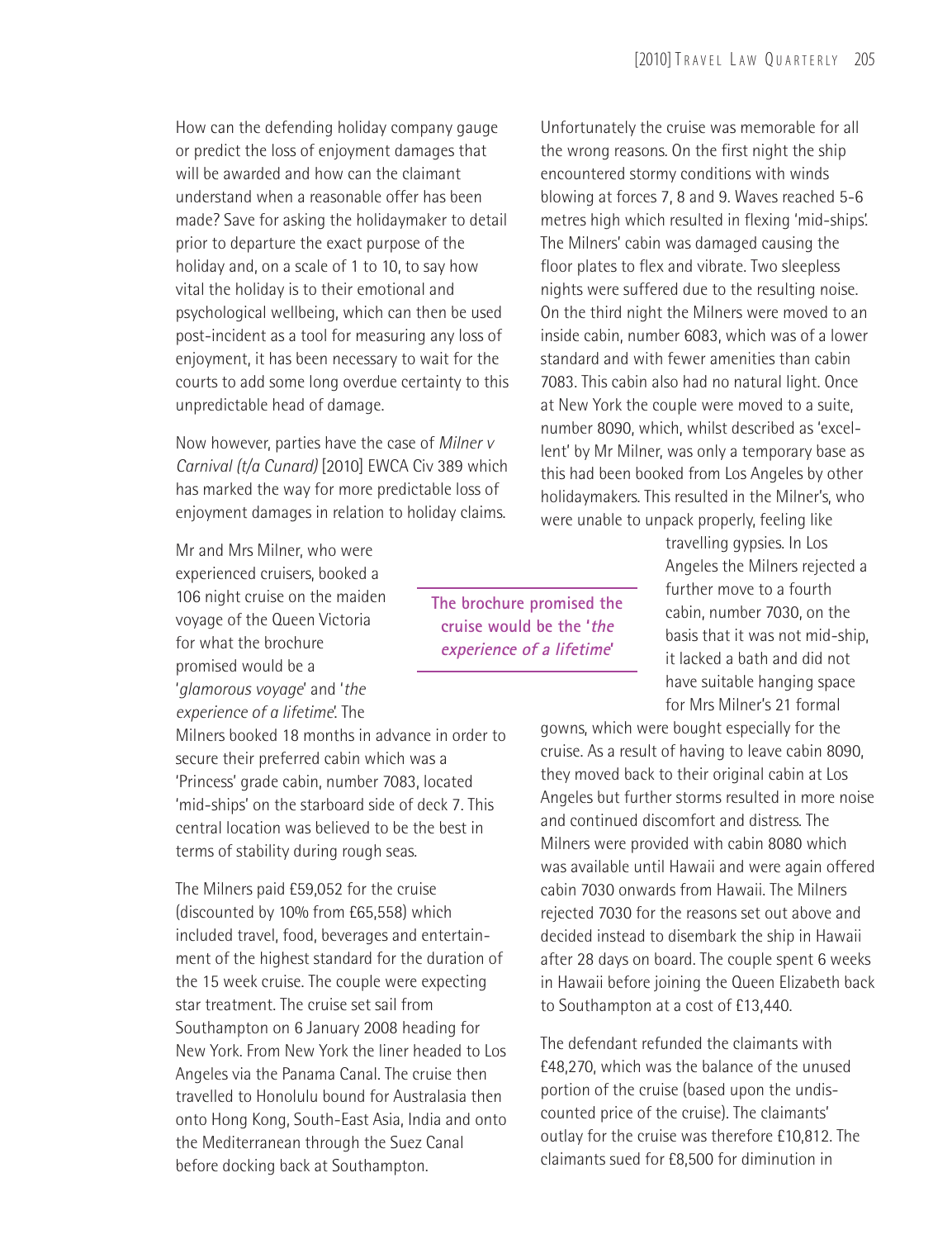How can the defending holiday company gauge or predict the loss of enjoyment damages that will be awarded and how can the claimant understand when a reasonable offer has been made? Save for asking the holidaymaker to detail prior to departure the exact purpose of the holiday and, on a scale of 1 to 10, to say how vital the holiday is to their emotional and psychological wellbeing, which can then be used post-incident as a tool for measuring any loss of enjoyment, it has been necessary to wait for the courts to add some long overdue certainty to this unpredictable head of damage.

Now however, parties have the case of *Milner v Carnival (t/a Cunard)* [2010] EWCA Civ 389 which has marked the way for more predictable loss of enjoyment damages in relation to holiday claims.

Mr and Mrs Milner, who were experienced cruisers, booked a 106 night cruise on the maiden voyage of the Queen Victoria for what the brochure promised would be a '*glamorous voyage*' and '*the experience of a lifetime*'. The Milners booked 18 months in advance in order to secure their preferred cabin which was a 'Princess' grade cabin, number 7083, located 'mid-ships' on the starboard side of deck 7. This central location was believed to be the best in terms of stability during rough seas.

The Milners paid £59,052 for the cruise (discounted by 10% from £65,558) which included travel, food, beverages and entertainment of the highest standard for the duration of the 15 week cruise. The couple were expecting star treatment. The cruise set sail from Southampton on 6 January 2008 heading for New York. From New York the liner headed to Los Angeles via the Panama Canal. The cruise then travelled to Honolulu bound for Australasia then onto Hong Kong, South-East Asia, India and onto the Mediterranean through the Suez Canal before docking back at Southampton.

Unfortunately the cruise was memorable for all the wrong reasons. On the first night the ship encountered stormy conditions with winds blowing at forces 7, 8 and 9. Waves reached 5-6 metres high which resulted in flexing 'mid-ships'. The Milners' cabin was damaged causing the floor plates to flex and vibrate. Two sleepless nights were suffered due to the resulting noise. On the third night the Milners were moved to an inside cabin, number 6083, which was of a lower standard and with fewer amenities than cabin 7083. This cabin also had no natural light. Once at New York the couple were moved to a suite, number 8090, which, whilst described as 'excellent' by Mr Milner, was only a temporary base as this had been booked from Los Angeles by other holidaymakers. This resulted in the Milner's, who were unable to unpack properly, feeling like travelling gypsies. In Los Angeles the Milners rejected a further move to a fourth cabin, number 7030, on the basis that it was not mid-ship, it lacked a bath and did not have suitable hanging space for Mrs Milner's 21 formal gowns, which were bought especially for the cruise. As a result of having to leave cabin 8090, they moved back to their original cabin at Los Angeles but further storms resulted in more noise and continued discomfort and distress. The Milners were provided with cabin 8080 which was available until Hawaii and were again offered cabin 7030 onwards from Hawaii. The Milners rejected 7030 for the reasons set out above and decided instead to disembark the ship in Hawaii after 28 days on board. The couple spent 6 weeks in Hawaii before joining the Queen Elizabeth back to Southampton at a cost of £13,440.

> **The brochure promised the cruise would be the '*the experience of a lifetime*'**

The defendant refunded the claimants with £48,270, which was the balance of the unused portion of the cruise (based upon the undiscounted price of the cruise). The claimants' outlay for the cruise was therefore £10,812. The claimants sued for £8,500 for diminution in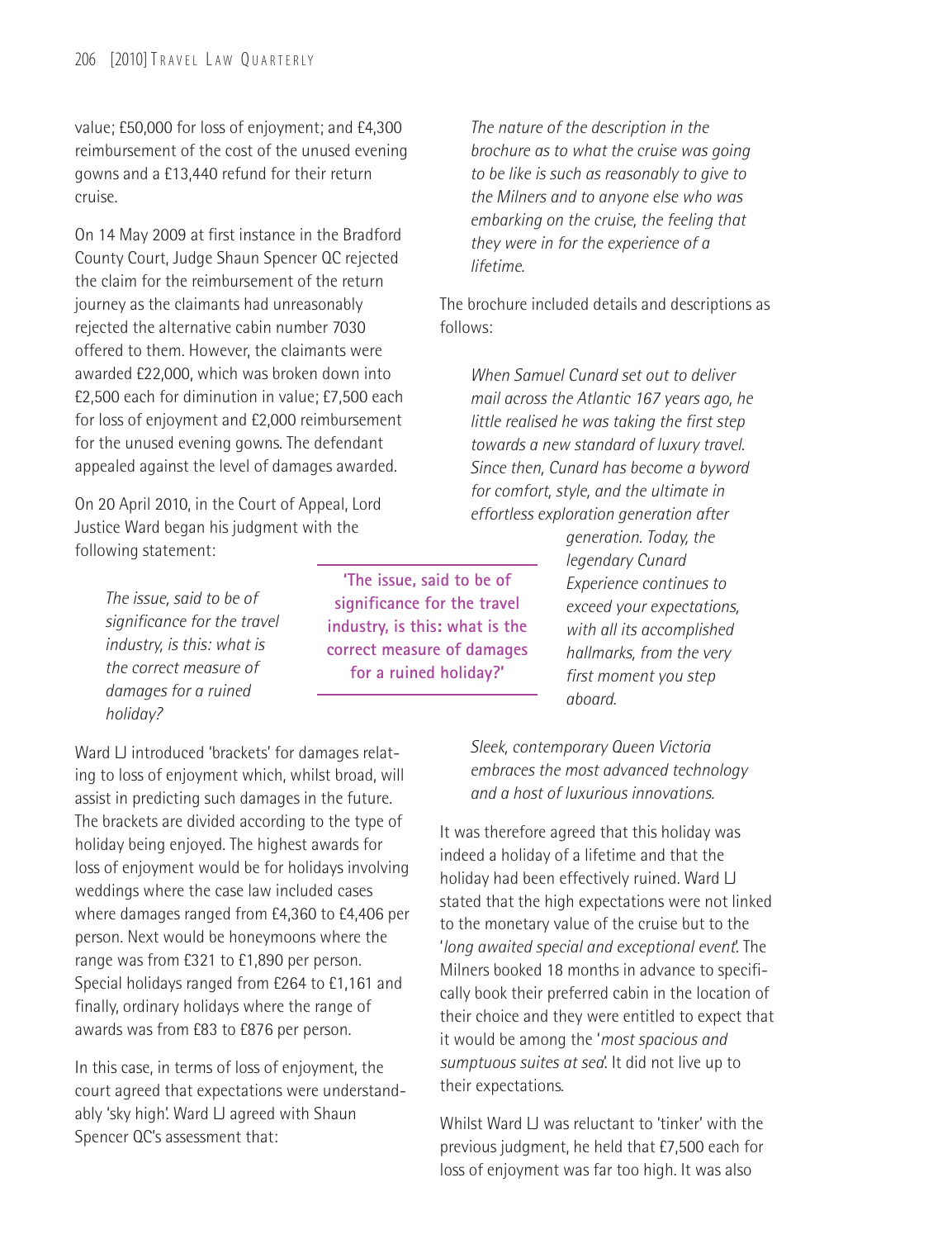value; £50,000 for loss of enjoyment; and £4,300 reimbursement of the cost of the unused evening gowns and a £13,440 refund for their return cruise.

On 14 May 2009 at first instance in the Bradford County Court, Judge Shaun Spencer QC rejected the claim for the reimbursement of the return journey as the claimants had unreasonably rejected the alternative cabin number 7030 offered to them. However, the claimants were awarded £22,000, which was broken down into £2,500 each for diminution in value; £7,500 each for loss of enjoyment and £2,000 reimbursement for the unused evening gowns. The defendant appealed against the level of damages awarded.

On 20 April 2010, in the Court of Appeal, Lord Justice Ward began his judgment with the following statement:

> *The issue, said to be of significance for the travel industry, is this: what is the correct measure of damages for a ruined holiday?*

Ward LJ introduced 'brackets' for damages relating to loss of enjoyment which, whilst broad, will assist in predicting such damages in the future. The brackets are divided according to the type of holiday being enjoyed. The highest awards for loss of enjoyment would be for holidays involving weddings where the case law included cases where damages ranged from £4,360 to £4,406 per person. Next would be honeymoons where the range was from £321 to £1,890 per person. Special holidays ranged from £264 to £1,161 and finally, ordinary holidays where the range of awards was from £83 to £876 per person.

In this case, in terms of loss of enjoyment, the court agreed that expectations were understandably 'sky high'. Ward LJ agreed with Shaun Spencer QC's assessment that:

> *The nature of the description in the brochure as to what the cruise was going to be like is such as reasonably to give to the Milners and to anyone else who was embarking on the cruise, the feeling that they were in for the experience of a lifetime.*

The brochure included details and descriptions as follows:

> *When Samuel Cunard set out to deliver mail across the Atlantic 167 years ago, he little realised he was taking the first step towards a new standard of luxury travel. Since then, Cunard has become a byword for comfort, style, and the ultimate in effortless exploration generation after generation. Today, the legendary Cunard Experience continues to exceed your expectations, with all its accomplished hallmarks, from the very first moment you step aboard.*
>
> *Sleek, contemporary Queen Victoria embraces the most advanced technology and a host of luxurious innovations.*

It was therefore agreed that this holiday was indeed a holiday of a lifetime and that the holiday had been effectively ruined. Ward LJ stated that the high expectations were not linked to the monetary value of the cruise but to the '*long awaited special and exceptional event*'. The Milners booked 18 months in advance to specifically book their preferred cabin in the location of their choice and they were entitled to expect that it would be among the '*most spacious and sumptuous suites at sea*'. It did not live up to their expectations.

Whilst Ward LJ was reluctant to 'tinker' with the previous judgment, he held that £7,500 each for loss of enjoyment was far too high. It was also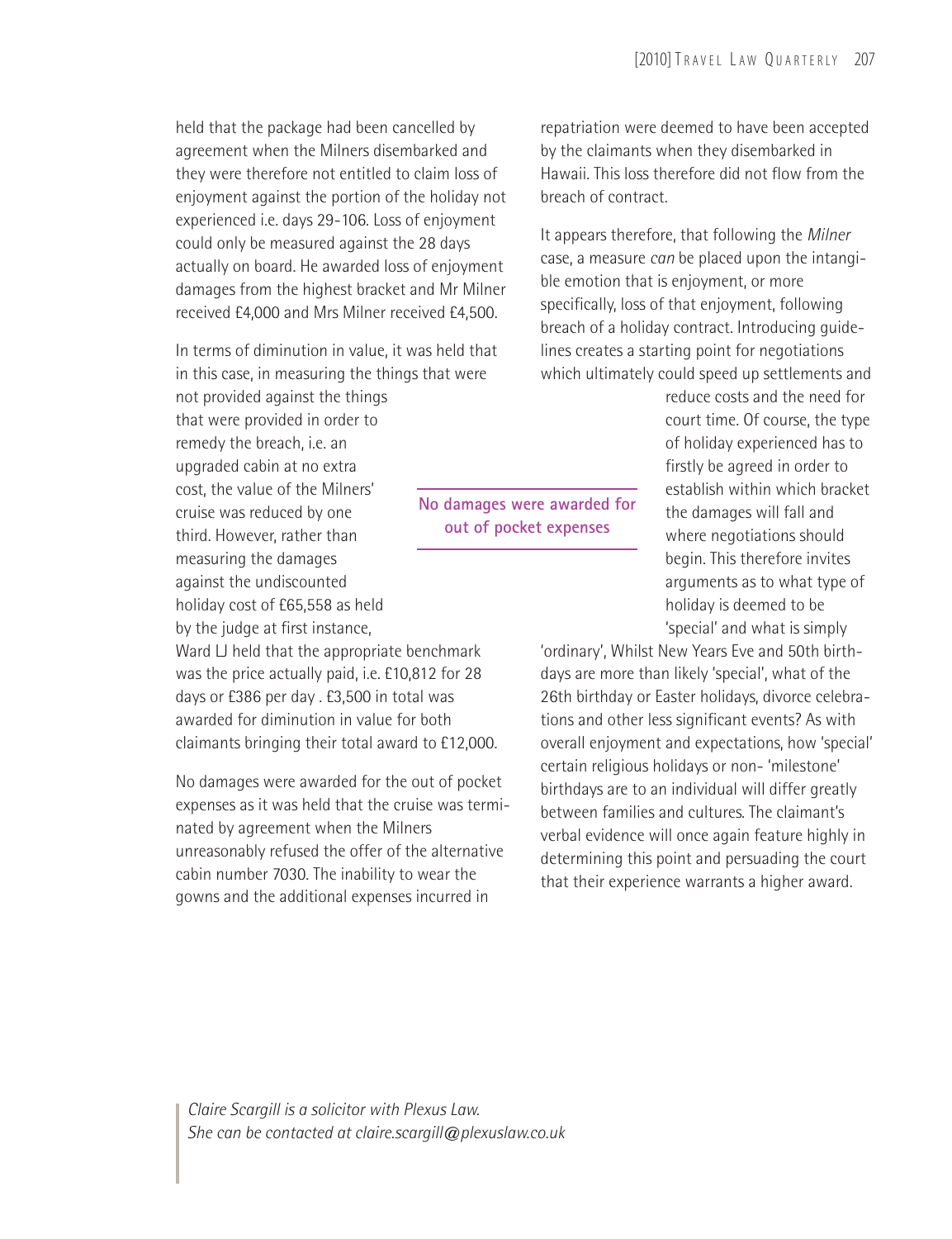held that the package had been cancelled by agreement when the Milners disembarked and they were therefore not entitled to claim loss of enjoyment against the portion of the holiday not experienced i.e. days 29-106. Loss of enjoyment could only be measured against the 28 days actually on board. He awarded loss of enjoyment damages from the highest bracket and Mr Milner received £4,000 and Mrs Milner received £4,500.

In terms of diminution in value, it was held that in this case, in measuring the things that were not provided against the things that were provided in order to remedy the breach, i.e. an upgraded cabin at no extra cost, the value of the Milners' cruise was reduced by one third. However, rather than measuring the damages against the undiscounted holiday cost of £65,558 as held by the judge at first instance, Ward LJ held that the appropriate benchmark was the price actually paid, i.e. £10,812 for 28 days or £386 per day . £3,500 in total was awarded for diminution in value for both claimants bringing their total award to £12,000.

No damages were awarded for the out of pocket expenses as it was held that the cruise was terminated by agreement when the Milners unreasonably refused the offer of the alternative cabin number 7030. The inability to wear the gowns and the additional expenses incurred in repatriation were deemed to have been accepted by the claimants when they disembarked in Hawaii. This loss therefore did not flow from the breach of contract.

**No damages were awarded for out of pocket expenses**

It appears therefore, that following the *Milner* case, a measure *can* be placed upon the intangible emotion that is enjoyment, or more specifically, loss of that enjoyment, following breach of a holiday contract. Introducing guidelines creates a starting point for negotiations which ultimately could speed up settlements and reduce costs and the need for court time. Of course, the type of holiday experienced has to firstly be agreed in order to establish within which bracket the damages will fall and where negotiations should begin. This therefore invites arguments as to what type of holiday is deemed to be 'special' and what is simply 'ordinary', Whilst New Years Eve and 50th birthdays are more than likely 'special', what of the 26th birthday or Easter holidays, divorce celebrations and other less significant events? As with overall enjoyment and expectations, how 'special' certain religious holidays or non- 'milestone' birthdays are to an individual will differ greatly between families and cultures. The claimant's verbal evidence will once again feature highly in determining this point and persuading the court that their experience warrants a higher award.

*Claire Scargill is a solicitor with Plexus Law.*
*She can be contacted at claire.scargill@plexuslaw.co.uk*